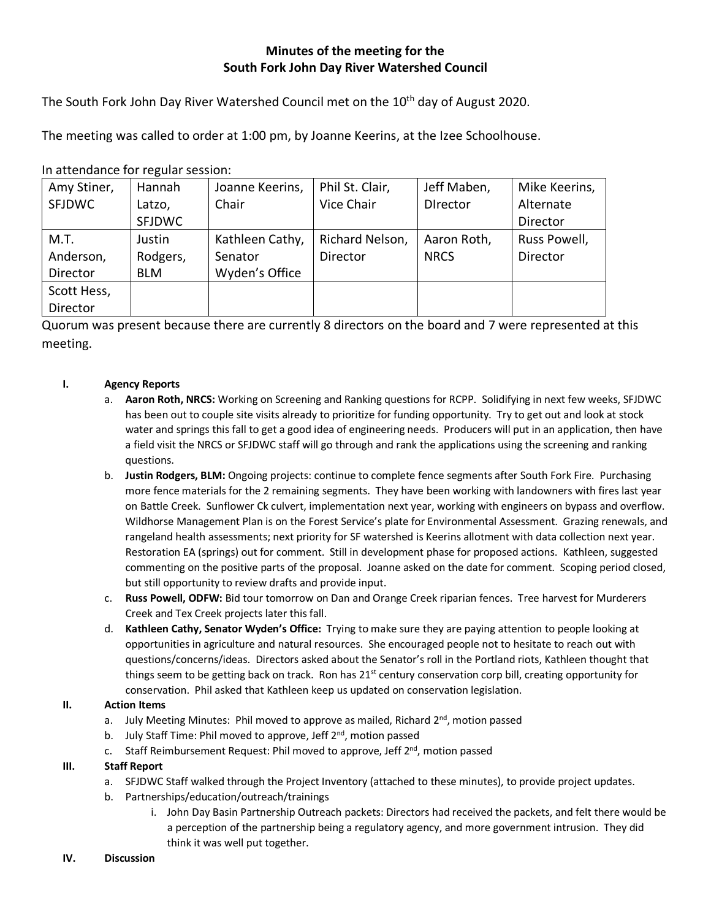**Minutes of the meeting for the**
**South Fork John Day River Watershed Council**

The South Fork John Day River Watershed Council met on the 10th day of August 2020.

The meeting was called to order at 1:00 pm, by Joanne Keerins, at the Izee Schoolhouse.

In attendance for regular session:

| | | | | | |
|---|---|---|---|---|---|
| Amy Stiner, SFJDWC | Hannah Latzo, SFJDWC | Joanne Keerins, Chair | Phil St. Clair, Vice Chair | Jeff Maben, DIrector | Mike Keerins, Alternate Director |
| M.T. Anderson, Director | Justin Rodgers, BLM | Kathleen Cathy, Senator Wyden's Office | Richard Nelson, Director | Aaron Roth, NRCS | Russ Powell, Director |
| Scott Hess, Director | | | | | |

Quorum was present because there are currently 8 directors on the board and 7 were represented at this meeting.

**I. Agency Reports**

a. **Aaron Roth, NRCS:** Working on Screening and Ranking questions for RCPP. Solidifying in next few weeks, SFJDWC has been out to couple site visits already to prioritize for funding opportunity. Try to get out and look at stock water and springs this fall to get a good idea of engineering needs. Producers will put in an application, then have a field visit the NRCS or SFJDWC staff will go through and rank the applications using the screening and ranking questions.

b. **Justin Rodgers, BLM:** Ongoing projects: continue to complete fence segments after South Fork Fire. Purchasing more fence materials for the 2 remaining segments. They have been working with landowners with fires last year on Battle Creek. Sunflower Ck culvert, implementation next year, working with engineers on bypass and overflow. Wildhorse Management Plan is on the Forest Service's plate for Environmental Assessment. Grazing renewals, and rangeland health assessments; next priority for SF watershed is Keerins allotment with data collection next year. Restoration EA (springs) out for comment. Still in development phase for proposed actions. Kathleen, suggested commenting on the positive parts of the proposal. Joanne asked on the date for comment. Scoping period closed, but still opportunity to review drafts and provide input.

c. **Russ Powell, ODFW:** Bid tour tomorrow on Dan and Orange Creek riparian fences. Tree harvest for Murderers Creek and Tex Creek projects later this fall.

d. **Kathleen Cathy, Senator Wyden's Office:** Trying to make sure they are paying attention to people looking at opportunities in agriculture and natural resources. She encouraged people not to hesitate to reach out with questions/concerns/ideas. Directors asked about the Senator's roll in the Portland riots, Kathleen thought that things seem to be getting back on track. Ron has 21st century conservation corp bill, creating opportunity for conservation. Phil asked that Kathleen keep us updated on conservation legislation.

**II. Action Items**

a. July Meeting Minutes: Phil moved to approve as mailed, Richard 2nd, motion passed

b. July Staff Time: Phil moved to approve, Jeff 2nd, motion passed

c. Staff Reimbursement Request: Phil moved to approve, Jeff 2nd, motion passed

**III. Staff Report**

a. SFJDWC Staff walked through the Project Inventory (attached to these minutes), to provide project updates.

b. Partnerships/education/outreach/trainings

i. John Day Basin Partnership Outreach packets: Directors had received the packets, and felt there would be a perception of the partnership being a regulatory agency, and more government intrusion. They did think it was well put together.

**IV. Discussion**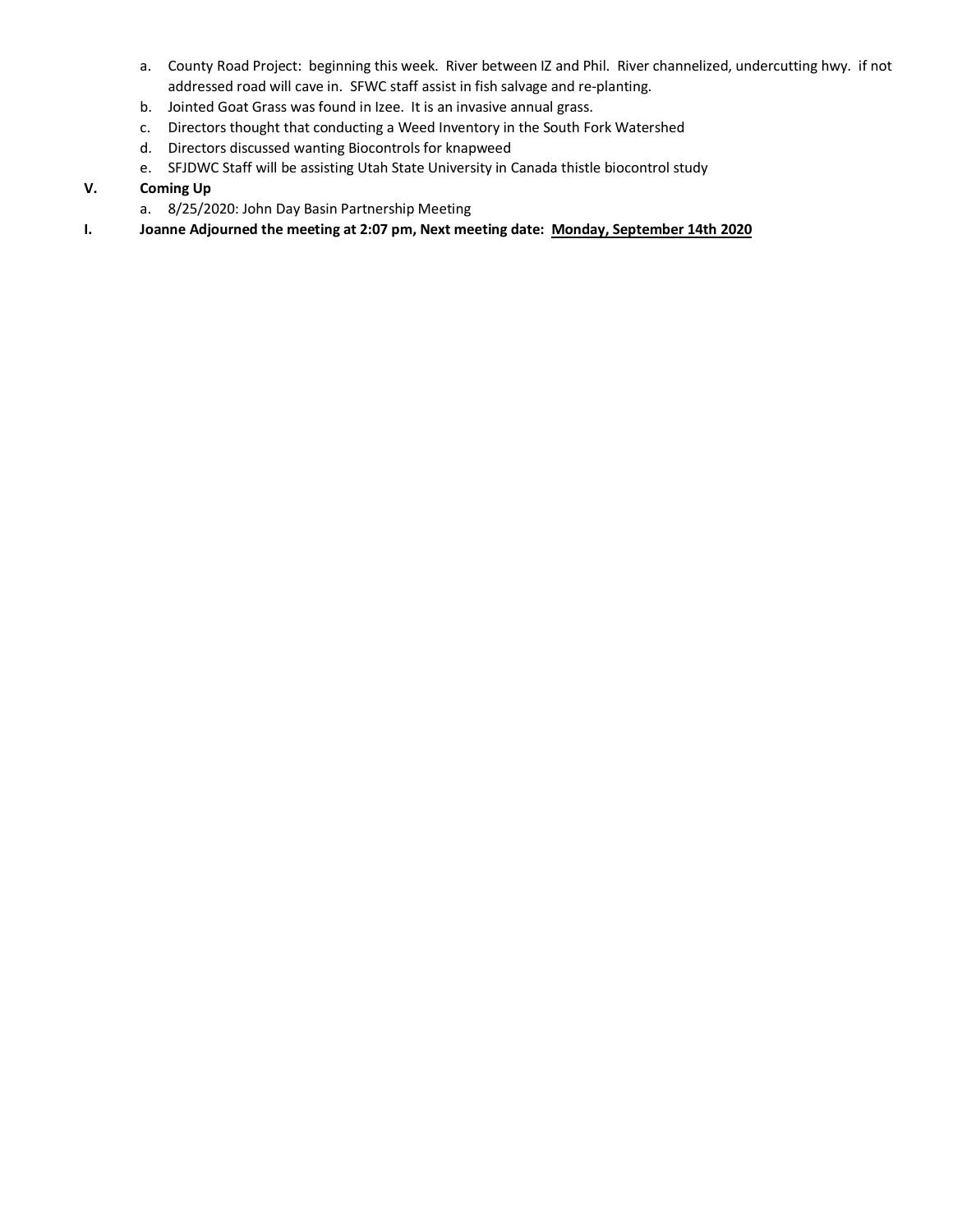a. County Road Project: beginning this week. River between IZ and Phil. River channelized, undercutting hwy. if not addressed road will cave in. SFWC staff assist in fish salvage and re-planting.
b. Jointed Goat Grass was found in Izee. It is an invasive annual grass.
c. Directors thought that conducting a Weed Inventory in the South Fork Watershed
d. Directors discussed wanting Biocontrols for knapweed
e. SFJDWC Staff will be assisting Utah State University in Canada thistle biocontrol study

**V. Coming Up**

a. 8/25/2020: John Day Basin Partnership Meeting

**I. Joanne Adjourned the meeting at 2:07 pm, Next meeting date: Monday, September 14th 2020**